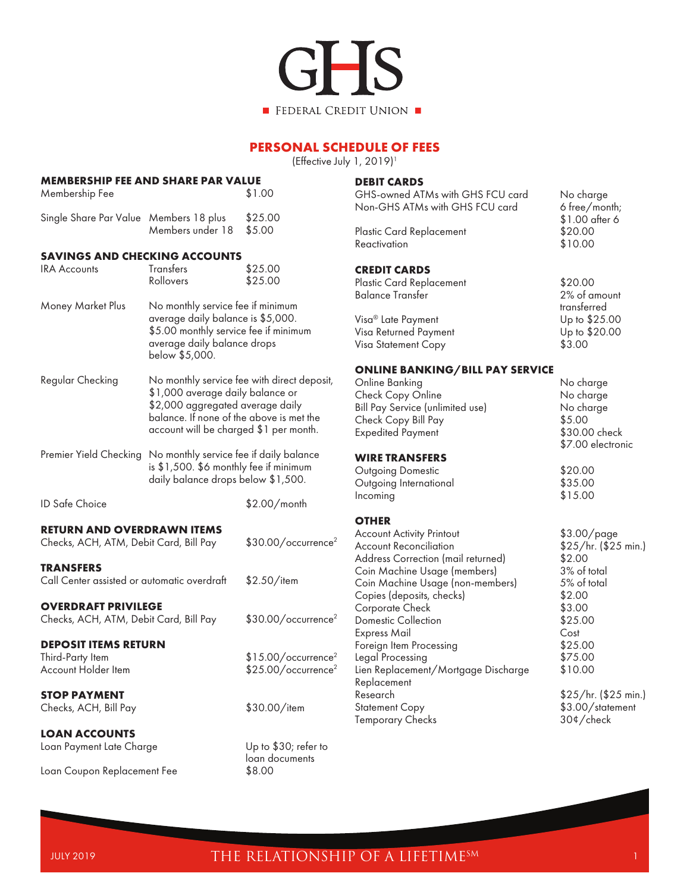# GHS

FEDERAL CREDIT UNION

## PERSONAL SCHEDULE OF FEES

(Effective July 1, 2019)[1]

### MEMBERSHIP FEE AND SHARE PAR VALUE

| | | |
|---|---|---|
| Membership Fee | | $1.00 |
| Single Share Par Value | Members 18 plus | $25.00 |
| | Members under 18 | $5.00 |

### SAVINGS AND CHECKING ACCOUNTS

| | | |
|---|---|---|
| IRA Accounts | Transfers | $25.00 |
| | Rollovers | $25.00 |
| Money Market Plus | No monthly service fee if minimum average daily balance is $5,000. $5.00 monthly service fee if minimum average daily balance drops below $5,000. | |
| Regular Checking | No monthly service fee with direct deposit, $1,000 average daily balance or $2,000 aggregated average daily balance. If none of the above is met the account will be charged $1 per month. | |
| Premier Yield Checking | No monthly service fee if daily balance is $1,500. $6 monthly fee if minimum daily balance drops below $1,500. | |
| ID Safe Choice | | $2.00/month |

### RETURN AND OVERDRAWN ITEMS

| | |
|---|---|
| Checks, ACH, ATM, Debit Card, Bill Pay | $30.00/occurrence[2] |

### TRANSFERS

| | |
|---|---|
| Call Center assisted or automatic overdraft | $2.50/item |

### OVERDRAFT PRIVILEGE

| | |
|---|---|
| Checks, ACH, ATM, Debit Card, Bill Pay | $30.00/occurrence[2] |

### DEPOSIT ITEMS RETURN

| | |
|---|---|
| Third-Party Item | $15.00/occurrence[2] |
| Account Holder Item | $25.00/occurrence[2] |

### STOP PAYMENT

| | |
|---|---|
| Checks, ACH, Bill Pay | $30.00/item |

### LOAN ACCOUNTS

| | |
|---|---|
| Loan Payment Late Charge | Up to $30; refer to loan documents |
| Loan Coupon Replacement Fee | $8.00 |

### DEBIT CARDS

| | |
|---|---|
| GHS-owned ATMs with GHS FCU card | No charge |
| Non-GHS ATMs with GHS FCU card | 6 free/month; $1.00 after 6 |
| Plastic Card Replacement | $20.00 |
| Reactivation | $10.00 |

### CREDIT CARDS

| | |
|---|---|
| Plastic Card Replacement | $20.00 |
| Balance Transfer | 2% of amount transferred |
| Visa® Late Payment | Up to $25.00 |
| Visa Returned Payment | Up to $20.00 |
| Visa Statement Copy | $3.00 |

### ONLINE BANKING/BILL PAY SERVICE

| | |
|---|---|
| Online Banking | No charge |
| Check Copy Online | No charge |
| Bill Pay Service (unlimited use) | No charge |
| Check Copy Bill Pay | $5.00 |
| Expedited Payment | $30.00 check<br>$7.00 electronic |

### WIRE TRANSFERS

| | |
|---|---|
| Outgoing Domestic | $20.00 |
| Outgoing International | $35.00 |
| Incoming | $15.00 |

### OTHER

| | |
|---|---|
| Account Activity Printout | $3.00/page |
| Account Reconciliation | $25/hr. ($25 min.) |
| Address Correction (mail returned) | $2.00 |
| Coin Machine Usage (members) | 3% of total |
| Coin Machine Usage (non-members) | 5% of total |
| Copies (deposits, checks) | $2.00 |
| Corporate Check | $3.00 |
| Domestic Collection | $25.00 |
| Express Mail | Cost |
| Foreign Item Processing | $25.00 |
| Legal Processing | $75.00 |
| Lien Replacement/Mortgage Discharge Replacement | $10.00 |
| Research | $25/hr. ($25 min.) |
| Statement Copy | $3.00/statement |
| Temporary Checks | 30¢/check |

THE RELATIONSHIP OF A LIFETIME℠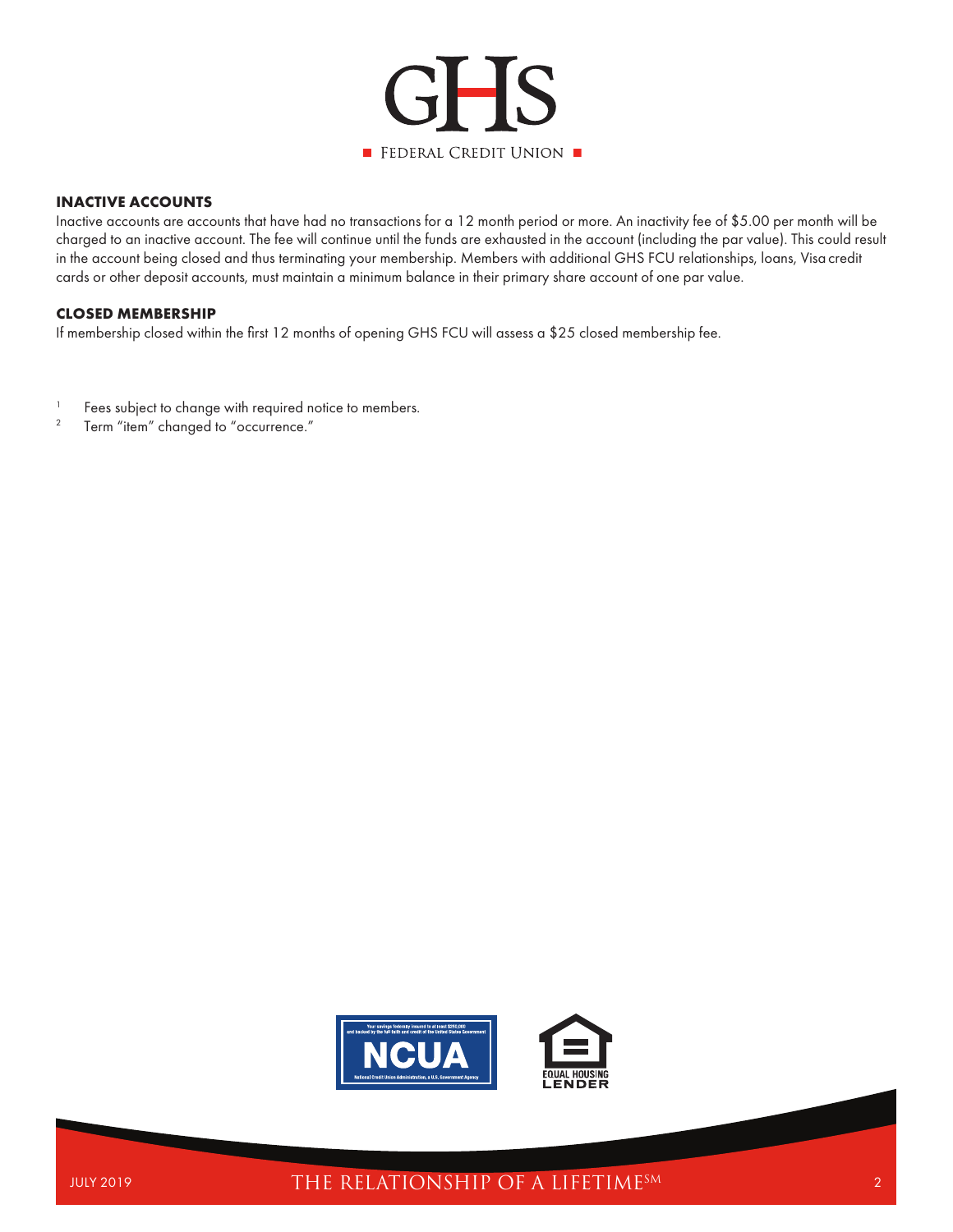## INACTIVE ACCOUNTS

Inactive accounts are accounts that have had no transactions for a 12 month period or more. An inactivity fee of $5.00 per month will be charged to an inactive account. The fee will continue until the funds are exhausted in the account (including the par value). This could result in the account being closed and thus terminating your membership. Members with additional GHS FCU relationships, loans, Visa credit cards or other deposit accounts, must maintain a minimum balance in their primary share account of one par value.

## CLOSED MEMBERSHIP

If membership closed within the first 12 months of opening GHS FCU will assess a $25 closed membership fee.

[1] Fees subject to change with required notice to members.

[2] Term "item" changed to "occurrence."